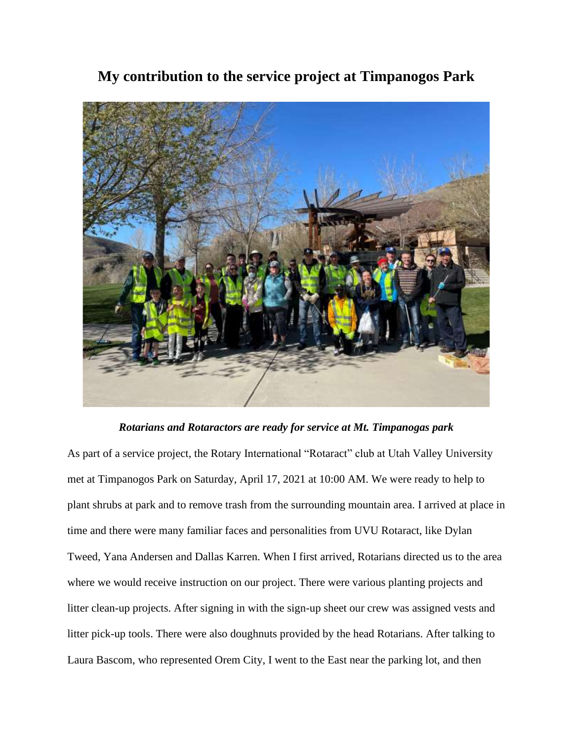# My contribution to the service project at Timpanogos Park

***Rotarians and Rotaractors are ready for service at Mt. Timpanogas park***

As part of a service project, the Rotary International "Rotaract" club at Utah Valley University met at Timpanogos Park on Saturday, April 17, 2021 at 10:00 AM. We were ready to help to plant shrubs at park and to remove trash from the surrounding mountain area. I arrived at place in time and there were many familiar faces and personalities from UVU Rotaract, like Dylan Tweed, Yana Andersen and Dallas Karren. When I first arrived, Rotarians directed us to the area where we would receive instruction on our project. There were various planting projects and litter clean-up projects. After signing in with the sign-up sheet our crew was assigned vests and litter pick-up tools. There were also doughnuts provided by the head Rotarians. After talking to Laura Bascom, who represented Orem City, I went to the East near the parking lot, and then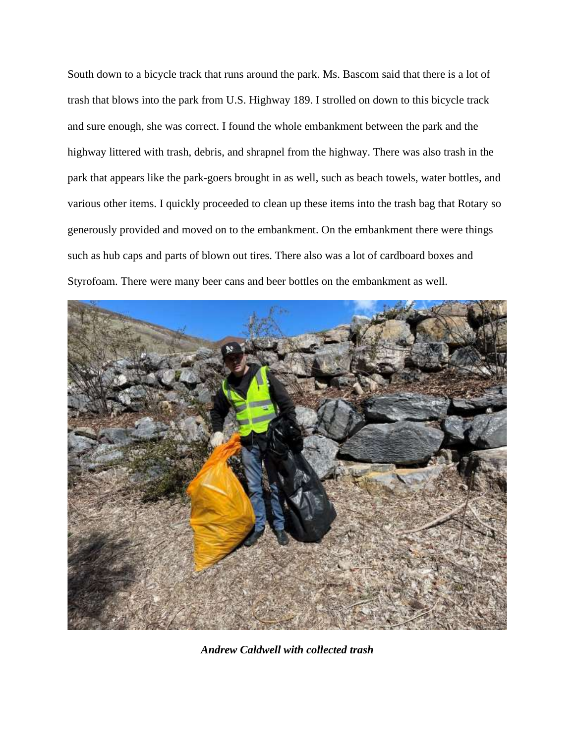South down to a bicycle track that runs around the park. Ms. Bascom said that there is a lot of trash that blows into the park from U.S. Highway 189. I strolled on down to this bicycle track and sure enough, she was correct. I found the whole embankment between the park and the highway littered with trash, debris, and shrapnel from the highway. There was also trash in the park that appears like the park-goers brought in as well, such as beach towels, water bottles, and various other items. I quickly proceeded to clean up these items into the trash bag that Rotary so generously provided and moved on to the embankment. On the embankment there were things such as hub caps and parts of blown out tires. There also was a lot of cardboard boxes and Styrofoam. There were many beer cans and beer bottles on the embankment as well.

***Andrew Caldwell with collected trash***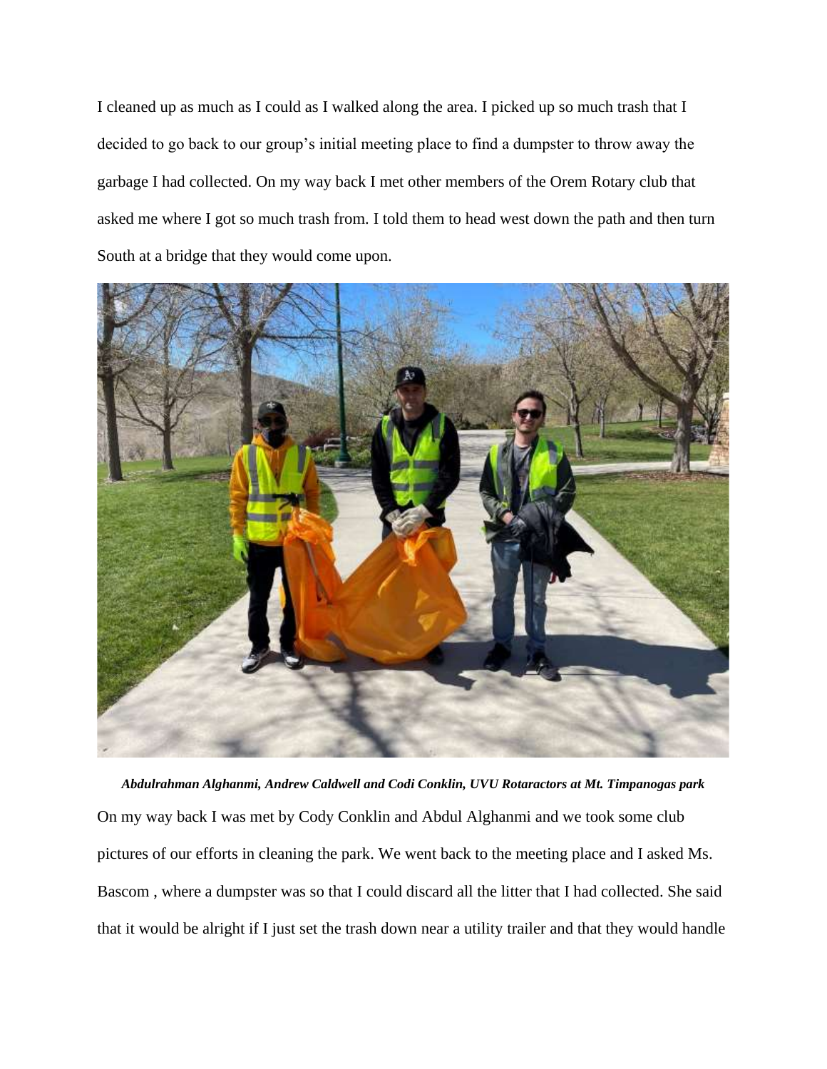I cleaned up as much as I could as I walked along the area. I picked up so much trash that I decided to go back to our group's initial meeting place to find a dumpster to throw away the garbage I had collected. On my way back I met other members of the Orem Rotary club that asked me where I got so much trash from. I told them to head west down the path and then turn South at a bridge that they would come upon.

***Abdulrahman Alghanmi, Andrew Caldwell and Codi Conklin, UVU Rotaractors at Mt. Timpanogas park***

On my way back I was met by Cody Conklin and Abdul Alghanmi and we took some club pictures of our efforts in cleaning the park. We went back to the meeting place and I asked Ms. Bascom , where a dumpster was so that I could discard all the litter that I had collected. She said that it would be alright if I just set the trash down near a utility trailer and that they would handle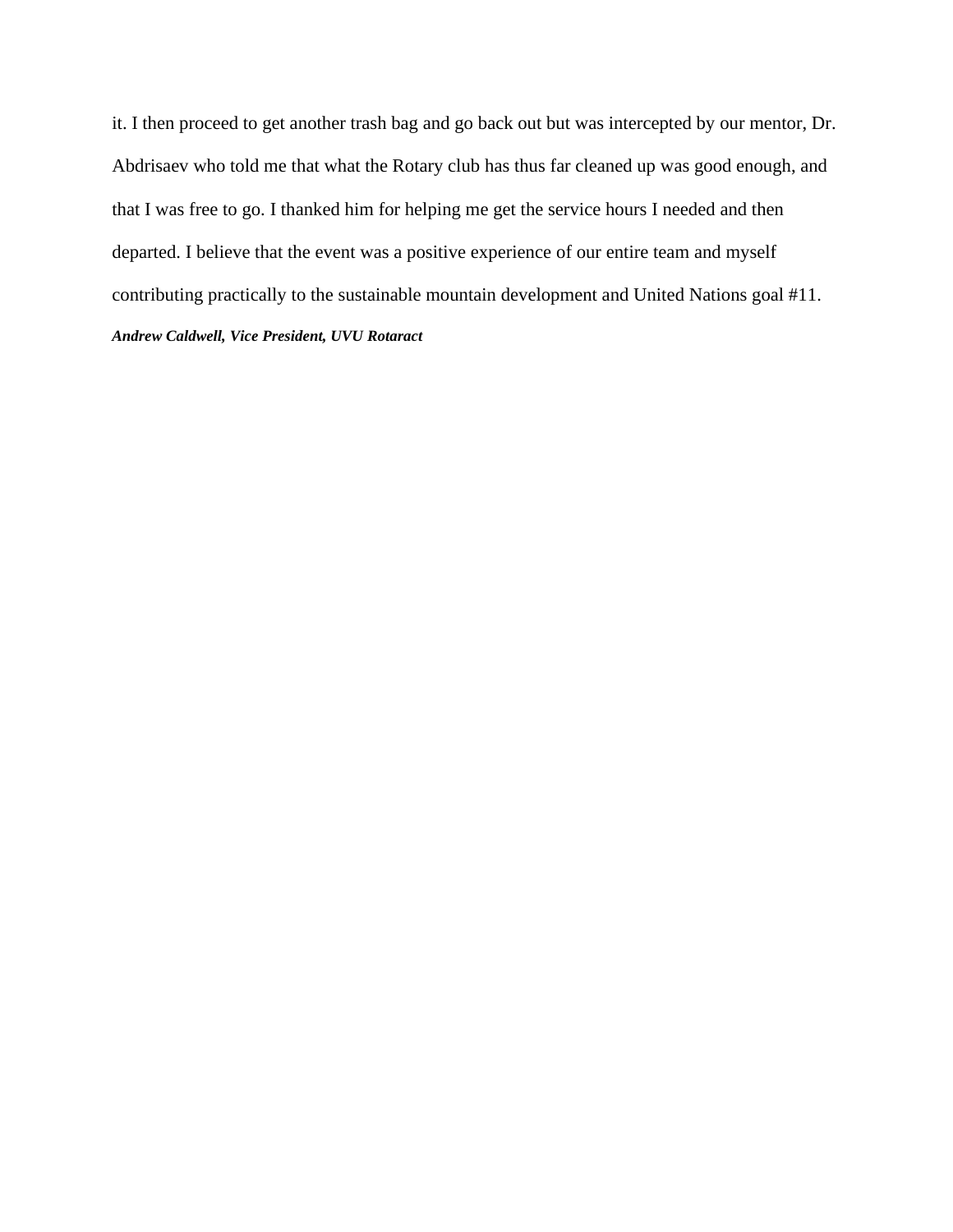it. I then proceed to get another trash bag and go back out but was intercepted by our mentor, Dr. Abdrisaev who told me that what the Rotary club has thus far cleaned up was good enough, and that I was free to go. I thanked him for helping me get the service hours I needed and then departed. I believe that the event was a positive experience of our entire team and myself contributing practically to the sustainable mountain development and United Nations goal #11.

***Andrew Caldwell, Vice President, UVU Rotaract***